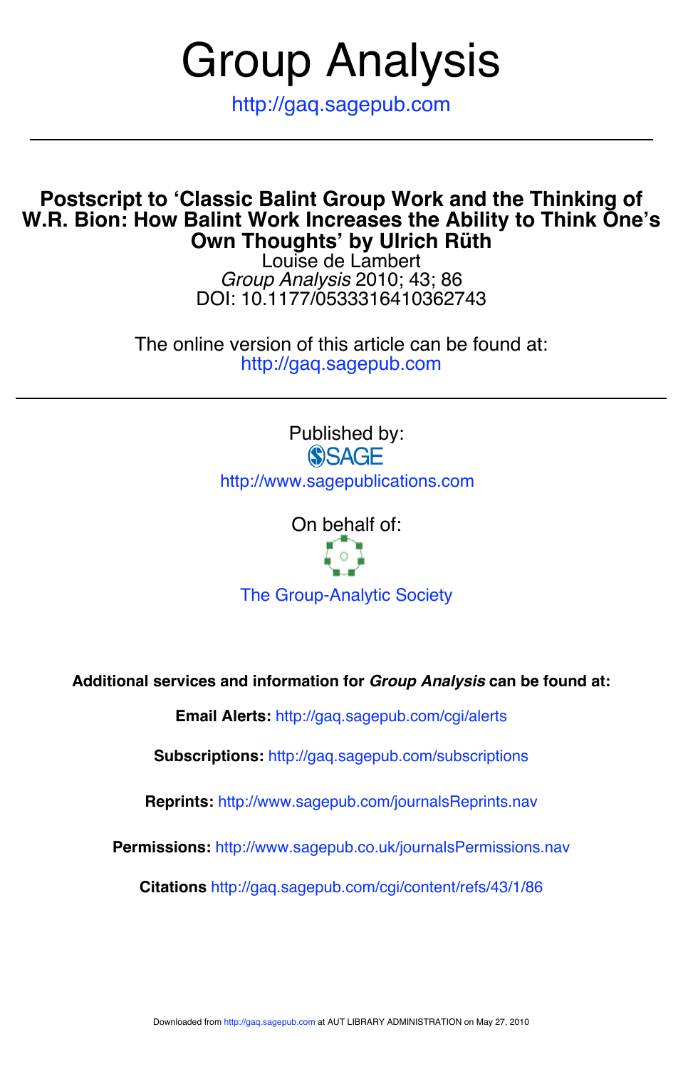# Group Analysis

http://gaq.sagepub.com

## Postscript to 'Classic Balint Group Work and the Thinking of W.R. Bion: How Balint Work Increases the Ability to Think One's Own Thoughts' by Ulrich Rüth

Louise de Lambert

*Group Analysis* 2010; 43; 86

DOI: 10.1177/0533316410362743

The online version of this article can be found at:
http://gaq.sagepub.com

Published by:

SAGE

http://www.sagepublications.com

On behalf of:

The Group-Analytic Society

**Additional services and information for *Group Analysis* can be found at:**

**Email Alerts:** http://gaq.sagepub.com/cgi/alerts

**Subscriptions:** http://gaq.sagepub.com/subscriptions

**Reprints:** http://www.sagepub.com/journalsReprints.nav

**Permissions:** http://www.sagepub.co.uk/journalsPermissions.nav

**Citations** http://gaq.sagepub.com/cgi/content/refs/43/1/86

Downloaded from http://gaq.sagepub.com at AUT LIBRARY ADMINISTRATION on May 27, 2010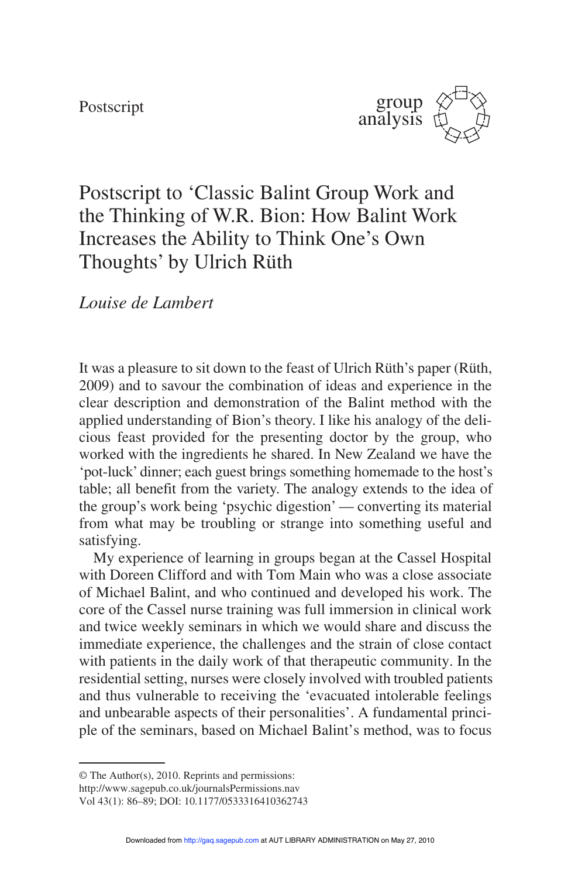Postscript

# Postscript to 'Classic Balint Group Work and the Thinking of W.R. Bion: How Balint Work Increases the Ability to Think One's Own Thoughts' by Ulrich Rüth

*Louise de Lambert*

It was a pleasure to sit down to the feast of Ulrich Rüth's paper (Rüth, 2009) and to savour the combination of ideas and experience in the clear description and demonstration of the Balint method with the applied understanding of Bion's theory. I like his analogy of the delicious feast provided for the presenting doctor by the group, who worked with the ingredients he shared. In New Zealand we have the 'pot-luck' dinner; each guest brings something homemade to the host's table; all benefit from the variety. The analogy extends to the idea of the group's work being 'psychic digestion' — converting its material from what may be troubling or strange into something useful and satisfying.

My experience of learning in groups began at the Cassel Hospital with Doreen Clifford and with Tom Main who was a close associate of Michael Balint, and who continued and developed his work. The core of the Cassel nurse training was full immersion in clinical work and twice weekly seminars in which we would share and discuss the immediate experience, the challenges and the strain of close contact with patients in the daily work of that therapeutic community. In the residential setting, nurses were closely involved with troubled patients and thus vulnerable to receiving the 'evacuated intolerable feelings and unbearable aspects of their personalities'. A fundamental principle of the seminars, based on Michael Balint's method, was to focus

© The Author(s), 2010. Reprints and permissions: http://www.sagepub.co.uk/journalsPermissions.nav
DOI: 10.1177/0533316410362743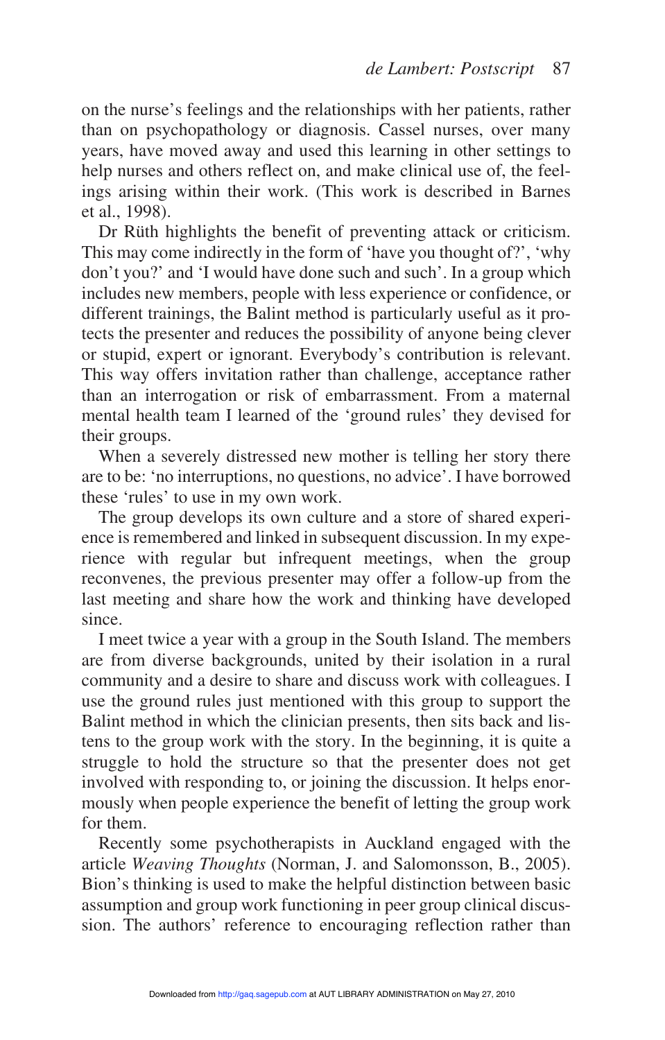on the nurse's feelings and the relationships with her patients, rather than on psychopathology or diagnosis. Cassel nurses, over many years, have moved away and used this learning in other settings to help nurses and others reflect on, and make clinical use of, the feelings arising within their work. (This work is described in Barnes et al., 1998).

Dr Rüth highlights the benefit of preventing attack or criticism. This may come indirectly in the form of 'have you thought of?', 'why don't you?' and 'I would have done such and such'. In a group which includes new members, people with less experience or confidence, or different trainings, the Balint method is particularly useful as it protects the presenter and reduces the possibility of anyone being clever or stupid, expert or ignorant. Everybody's contribution is relevant. This way offers invitation rather than challenge, acceptance rather than an interrogation or risk of embarrassment. From a maternal mental health team I learned of the 'ground rules' they devised for their groups.

When a severely distressed new mother is telling her story there are to be: 'no interruptions, no questions, no advice'. I have borrowed these 'rules' to use in my own work.

The group develops its own culture and a store of shared experience is remembered and linked in subsequent discussion. In my experience with regular but infrequent meetings, when the group reconvenes, the previous presenter may offer a follow-up from the last meeting and share how the work and thinking have developed since.

I meet twice a year with a group in the South Island. The members are from diverse backgrounds, united by their isolation in a rural community and a desire to share and discuss work with colleagues. I use the ground rules just mentioned with this group to support the Balint method in which the clinician presents, then sits back and listens to the group work with the story. In the beginning, it is quite a struggle to hold the structure so that the presenter does not get involved with responding to, or joining the discussion. It helps enormously when people experience the benefit of letting the group work for them.

Recently some psychotherapists in Auckland engaged with the article *Weaving Thoughts* (Norman, J. and Salomonsson, B., 2005). Bion's thinking is used to make the helpful distinction between basic assumption and group work functioning in peer group clinical discussion. The authors' reference to encouraging reflection rather than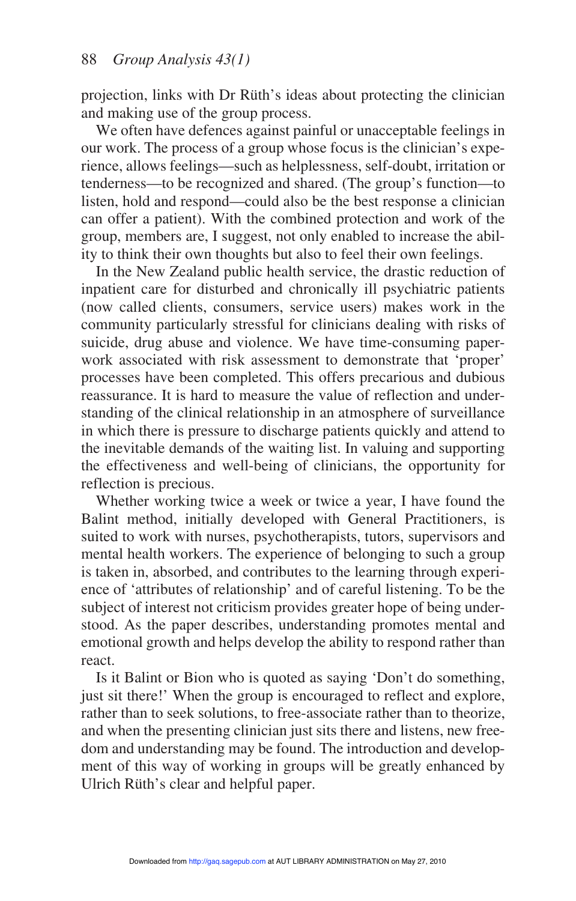projection, links with Dr Rüth's ideas about protecting the clinician and making use of the group process.

We often have defences against painful or unacceptable feelings in our work. The process of a group whose focus is the clinician's experience, allows feelings—such as helplessness, self-doubt, irritation or tenderness—to be recognized and shared. (The group's function—to listen, hold and respond—could also be the best response a clinician can offer a patient). With the combined protection and work of the group, members are, I suggest, not only enabled to increase the ability to think their own thoughts but also to feel their own feelings.

In the New Zealand public health service, the drastic reduction of inpatient care for disturbed and chronically ill psychiatric patients (now called clients, consumers, service users) makes work in the community particularly stressful for clinicians dealing with risks of suicide, drug abuse and violence. We have time-consuming paperwork associated with risk assessment to demonstrate that 'proper' processes have been completed. This offers precarious and dubious reassurance. It is hard to measure the value of reflection and understanding of the clinical relationship in an atmosphere of surveillance in which there is pressure to discharge patients quickly and attend to the inevitable demands of the waiting list. In valuing and supporting the effectiveness and well-being of clinicians, the opportunity for reflection is precious.

Whether working twice a week or twice a year, I have found the Balint method, initially developed with General Practitioners, is suited to work with nurses, psychotherapists, tutors, supervisors and mental health workers. The experience of belonging to such a group is taken in, absorbed, and contributes to the learning through experience of 'attributes of relationship' and of careful listening. To be the subject of interest not criticism provides greater hope of being understood. As the paper describes, understanding promotes mental and emotional growth and helps develop the ability to respond rather than react.

Is it Balint or Bion who is quoted as saying 'Don't do something, just sit there!' When the group is encouraged to reflect and explore, rather than to seek solutions, to free-associate rather than to theorize, and when the presenting clinician just sits there and listens, new freedom and understanding may be found. The introduction and development of this way of working in groups will be greatly enhanced by Ulrich Rüth's clear and helpful paper.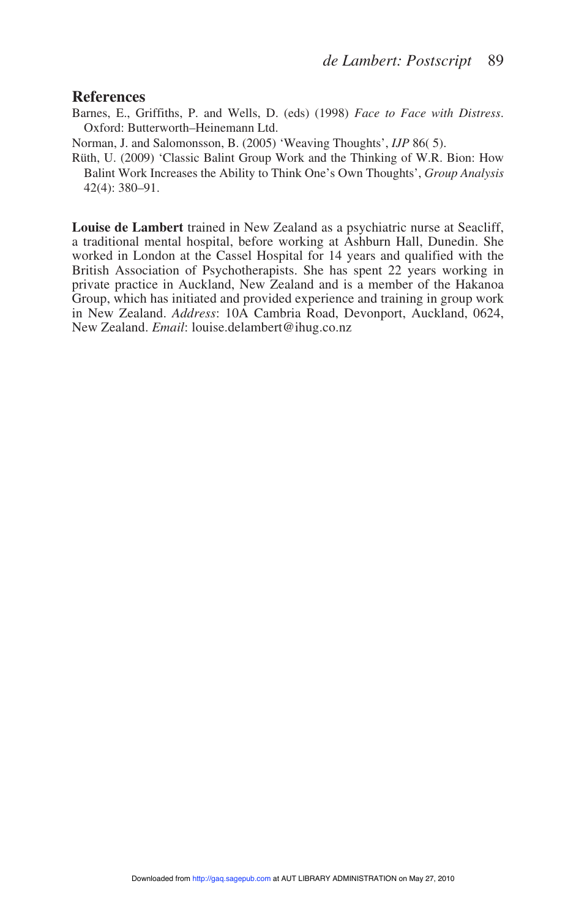## References

Barnes, E., Griffiths, P. and Wells, D. (eds) (1998) *Face to Face with Distress*. Oxford: Butterworth–Heinemann Ltd.

Norman, J. and Salomonsson, B. (2005) 'Weaving Thoughts', *IJP* 86( 5).

Rüth, U. (2009) 'Classic Balint Group Work and the Thinking of W.R. Bion: How Balint Work Increases the Ability to Think One's Own Thoughts', *Group Analysis* 42(4): 380–91.

**Louise de Lambert** trained in New Zealand as a psychiatric nurse at Seacliff, a traditional mental hospital, before working at Ashburn Hall, Dunedin. She worked in London at the Cassel Hospital for 14 years and qualified with the British Association of Psychotherapists. She has spent 22 years working in private practice in Auckland, New Zealand and is a member of the Hakanoa Group, which has initiated and provided experience and training in group work in New Zealand. *Address*: 10A Cambria Road, Devonport, Auckland, 0624, New Zealand. *Email*: louise.delambert@ihug.co.nz